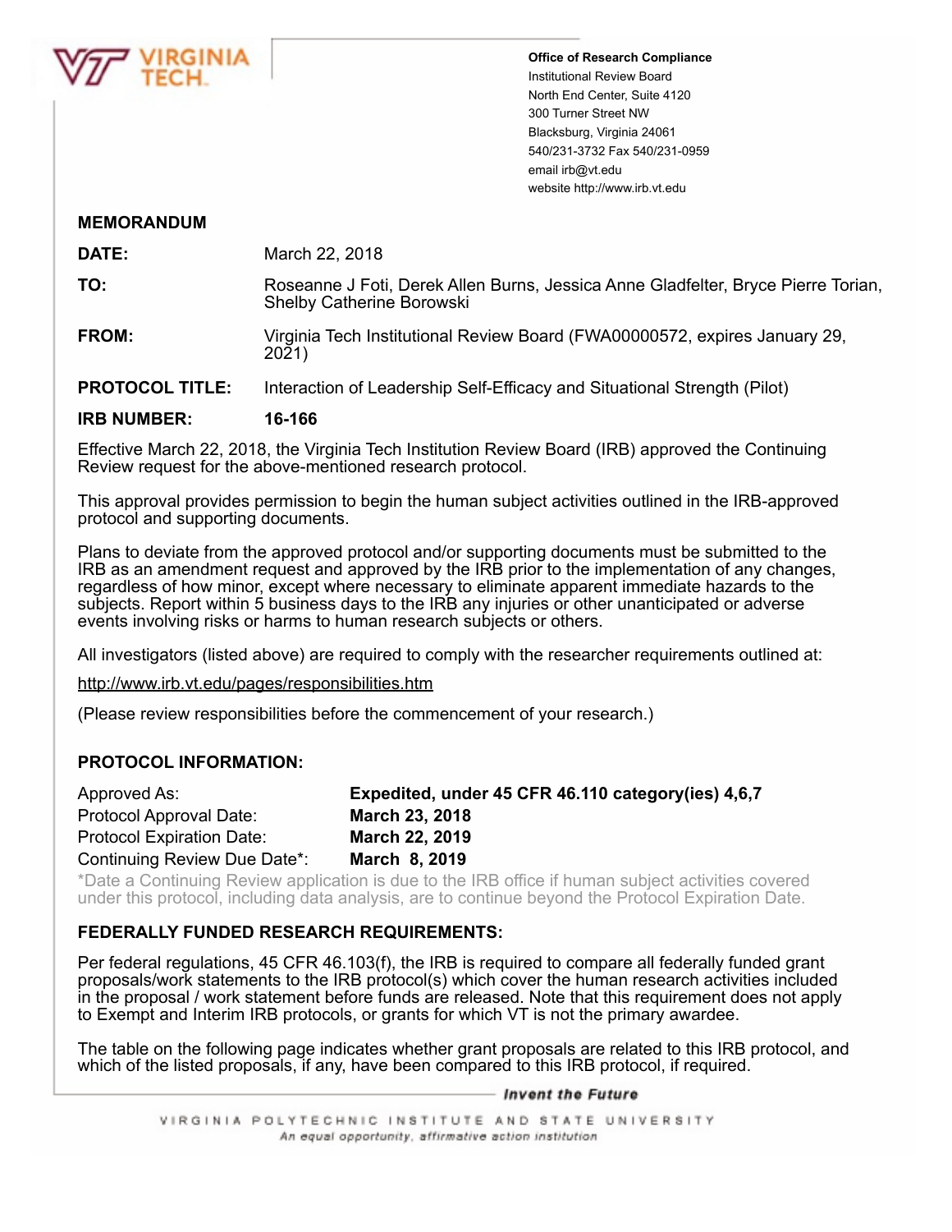Office of Research Compliance
Institutional Review Board
North End Center, Suite 4120
300 Turner Street NW
Blacksburg, Virginia 24061
540/231-3732 Fax 540/231-0959
email irb@vt.edu
website http://www.irb.vt.edu

## MEMORANDUM

| | |
|---|---|
| **DATE:** | March 22, 2018 |
| **TO:** | Roseanne J Foti, Derek Allen Burns, Jessica Anne Gladfelter, Bryce Pierre Torian, Shelby Catherine Borowski |
| **FROM:** | Virginia Tech Institutional Review Board (FWA00000572, expires January 29, 2021) |
| **PROTOCOL TITLE:** | Interaction of Leadership Self-Efficacy and Situational Strength (Pilot) |
| **IRB NUMBER:** | **16-166** |

Effective March 22, 2018, the Virginia Tech Institution Review Board (IRB) approved the Continuing Review request for the above-mentioned research protocol.

This approval provides permission to begin the human subject activities outlined in the IRB-approved protocol and supporting documents.

Plans to deviate from the approved protocol and/or supporting documents must be submitted to the IRB as an amendment request and approved by the IRB prior to the implementation of any changes, regardless of how minor, except where necessary to eliminate apparent immediate hazards to the subjects. Report within 5 business days to the IRB any injuries or other unanticipated or adverse events involving risks or harms to human research subjects or others.

All investigators (listed above) are required to comply with the researcher requirements outlined at:

http://www.irb.vt.edu/pages/responsibilities.htm

(Please review responsibilities before the commencement of your research.)

### PROTOCOL INFORMATION:

| | |
|---|---|
| Approved As: | **Expedited, under 45 CFR 46.110 category(ies) 4,6,7** |
| Protocol Approval Date: | **March 23, 2018** |
| Protocol Expiration Date: | **March 22, 2019** |
| Continuing Review Due Date*: | **March 8, 2019** |

*Date a Continuing Review application is due to the IRB office if human subject activities covered under this protocol, including data analysis, are to continue beyond the Protocol Expiration Date.

### FEDERALLY FUNDED RESEARCH REQUIREMENTS:

Per federal regulations, 45 CFR 46.103(f), the IRB is required to compare all federally funded grant proposals/work statements to the IRB protocol(s) which cover the human research activities included in the proposal / work statement before funds are released. Note that this requirement does not apply to Exempt and Interim IRB protocols, or grants for which VT is not the primary awardee.

The table on the following page indicates whether grant proposals are related to this IRB protocol, and which of the listed proposals, if any, have been compared to this IRB protocol, if required.

*Invent the Future*

VIRGINIA POLYTECHNIC INSTITUTE AND STATE UNIVERSITY
*An equal opportunity, affirmative action institution*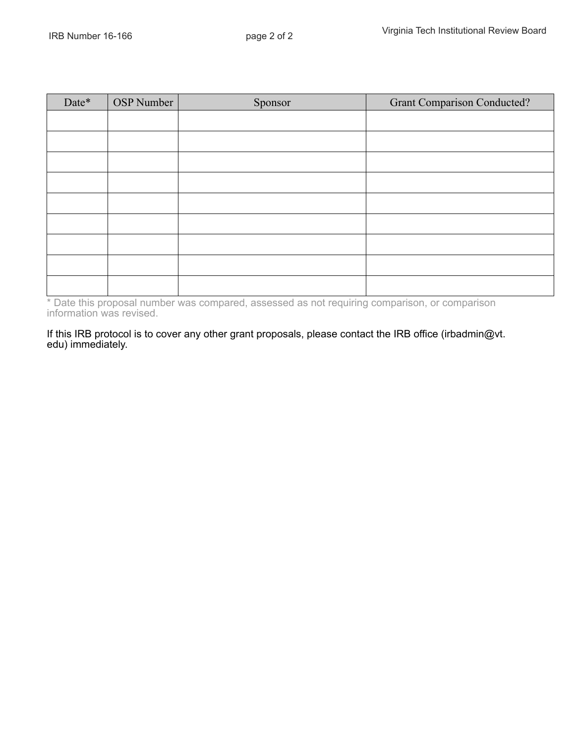| Date* | OSP Number | Sponsor | Grant Comparison Conducted? |
|---|---|---|---|
| | | | |
| | | | |
| | | | |
| | | | |
| | | | |
| | | | |
| | | | |
| | | | |
| | | | |

* Date this proposal number was compared, assessed as not requiring comparison, or comparison information was revised.

If this IRB protocol is to cover any other grant proposals, please contact the IRB office (irbadmin@vt.edu) immediately.